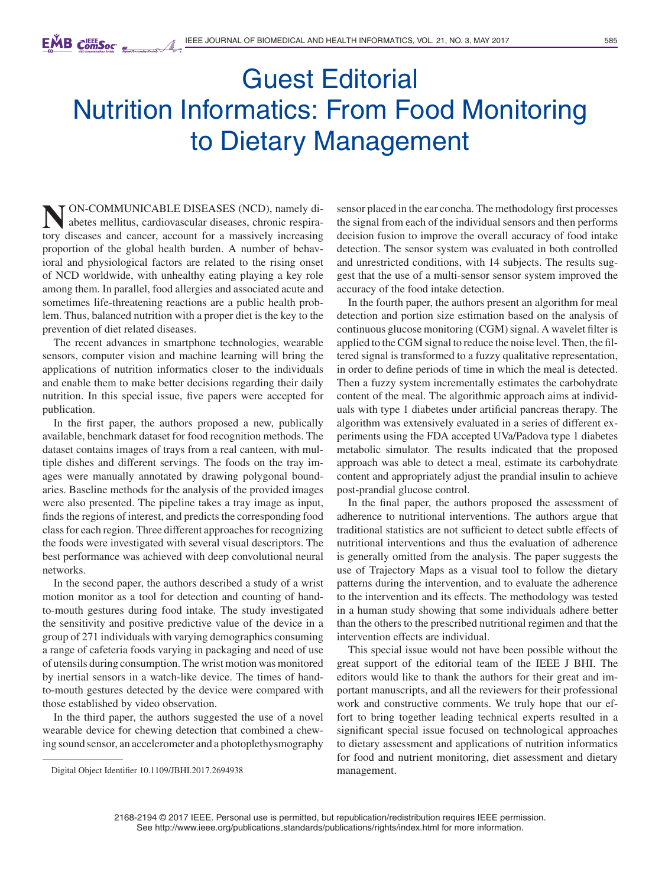# Guest Editorial
# Nutrition Informatics: From Food Monitoring to Dietary Management

NON-COMMUNICABLE DISEASES (NCD), namely diabetes mellitus, cardiovascular diseases, chronic respiratory diseases and cancer, account for a massively increasing proportion of the global health burden. A number of behavioral and physiological factors are related to the rising onset of NCD worldwide, with unhealthy eating playing a key role among them. In parallel, food allergies and associated acute and sometimes life-threatening reactions are a public health problem. Thus, balanced nutrition with a proper diet is the key to the prevention of diet related diseases.

The recent advances in smartphone technologies, wearable sensors, computer vision and machine learning will bring the applications of nutrition informatics closer to the individuals and enable them to make better decisions regarding their daily nutrition. In this special issue, five papers were accepted for publication.

In the first paper, the authors proposed a new, publically available, benchmark dataset for food recognition methods. The dataset contains images of trays from a real canteen, with multiple dishes and different servings. The foods on the tray images were manually annotated by drawing polygonal boundaries. Baseline methods for the analysis of the provided images were also presented. The pipeline takes a tray image as input, finds the regions of interest, and predicts the corresponding food class for each region. Three different approaches for recognizing the foods were investigated with several visual descriptors. The best performance was achieved with deep convolutional neural networks.

In the second paper, the authors described a study of a wrist motion monitor as a tool for detection and counting of hand-to-mouth gestures during food intake. The study investigated the sensitivity and positive predictive value of the device in a group of 271 individuals with varying demographics consuming a range of cafeteria foods varying in packaging and need of use of utensils during consumption. The wrist motion was monitored by inertial sensors in a watch-like device. The times of hand-to-mouth gestures detected by the device were compared with those established by video observation.

In the third paper, the authors suggested the use of a novel wearable device for chewing detection that combined a chewing sound sensor, an accelerometer and a photoplethysmography sensor placed in the ear concha. The methodology first processes the signal from each of the individual sensors and then performs decision fusion to improve the overall accuracy of food intake detection. The sensor system was evaluated in both controlled and unrestricted conditions, with 14 subjects. The results suggest that the use of a multi-sensor sensor system improved the accuracy of the food intake detection.

In the fourth paper, the authors present an algorithm for meal detection and portion size estimation based on the analysis of continuous glucose monitoring (CGM) signal. A wavelet filter is applied to the CGM signal to reduce the noise level. Then, the filtered signal is transformed to a fuzzy qualitative representation, in order to define periods of time in which the meal is detected. Then a fuzzy system incrementally estimates the carbohydrate content of the meal. The algorithmic approach aims at individuals with type 1 diabetes under artificial pancreas therapy. The algorithm was extensively evaluated in a series of different experiments using the FDA accepted UVa/Padova type 1 diabetes metabolic simulator. The results indicated that the proposed approach was able to detect a meal, estimate its carbohydrate content and appropriately adjust the prandial insulin to achieve post-prandial glucose control.

In the final paper, the authors proposed the assessment of adherence to nutritional interventions. The authors argue that traditional statistics are not sufficient to detect subtle effects of nutritional interventions and thus the evaluation of adherence is generally omitted from the analysis. The paper suggests the use of Trajectory Maps as a visual tool to follow the dietary patterns during the intervention, and to evaluate the adherence to the intervention and its effects. The methodology was tested in a human study showing that some individuals adhere better than the others to the prescribed nutritional regimen and that the intervention effects are individual.

This special issue would not have been possible without the great support of the editorial team of the IEEE J BHI. The editors would like to thank the authors for their great and important manuscripts, and all the reviewers for their professional work and constructive comments. We truly hope that our effort to bring together leading technical experts resulted in a significant special issue focused on technological approaches to dietary assessment and applications of nutrition informatics for food and nutrient monitoring, diet assessment and dietary management.

Digital Object Identifier 10.1109/JBHI.2017.2694938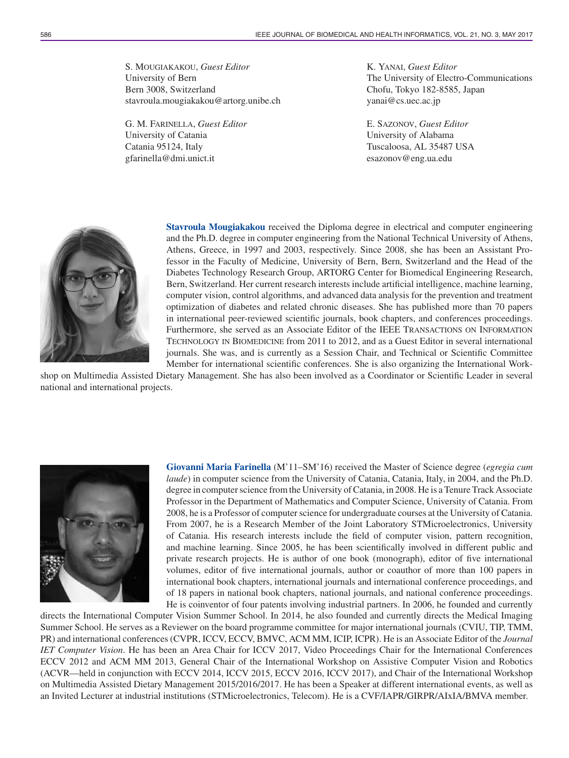S. Mougiakakou, *Guest Editor*
University of Bern
Bern 3008, Switzerland
stavroula.mougiakakou@artorg.unibe.ch

G. M. Farinella, *Guest Editor*
University of Catania
Catania 95124, Italy
gfarinella@dmi.unict.it

K. Yanai, *Guest Editor*
The University of Electro-Communications
Chofu, Tokyo 182-8585, Japan
yanai@cs.uec.ac.jp

E. Sazonov, *Guest Editor*
University of Alabama
Tuscaloosa, AL 35487 USA
esazonov@eng.ua.edu

**Stavroula Mougiakakou** received the Diploma degree in electrical and computer engineering and the Ph.D. degree in computer engineering from the National Technical University of Athens, Athens, Greece, in 1997 and 2003, respectively. Since 2008, she has been an Assistant Professor in the Faculty of Medicine, University of Bern, Bern, Switzerland and the Head of the Diabetes Technology Research Group, ARTORG Center for Biomedical Engineering Research, Bern, Switzerland. Her current research interests include artificial intelligence, machine learning, computer vision, control algorithms, and advanced data analysis for the prevention and treatment optimization of diabetes and related chronic diseases. She has published more than 70 papers in international peer-reviewed scientific journals, book chapters, and conferences proceedings. Furthermore, she served as an Associate Editor of the IEEE Transactions on Information Technology in Biomedicine from 2011 to 2012, and as a Guest Editor in several international journals. She was, and is currently as a Session Chair, and Technical or Scientific Committee Member for international scientific conferences. She is also organizing the International Workshop on Multimedia Assisted Dietary Management. She has also been involved as a Coordinator or Scientific Leader in several national and international projects.

**Giovanni Maria Farinella** (M'11–SM'16) received the Master of Science degree (*egregia cum laude*) in computer science from the University of Catania, Catania, Italy, in 2004, and the Ph.D. degree in computer science from the University of Catania, in 2008. He is a Tenure Track Associate Professor in the Department of Mathematics and Computer Science, University of Catania. From 2008, he is a Professor of computer science for undergraduate courses at the University of Catania. From 2007, he is a Research Member of the Joint Laboratory STMicroelectronics, University of Catania. His research interests include the field of computer vision, pattern recognition, and machine learning. Since 2005, he has been scientifically involved in different public and private research projects. He is author of one book (monograph), editor of five international volumes, editor of five international journals, author or coauthor of more than 100 papers in international book chapters, international journals and international conference proceedings, and of 18 papers in national book chapters, national journals, and national conference proceedings. He is coinventor of four patents involving industrial partners. In 2006, he founded and currently directs the International Computer Vision Summer School. In 2014, he also founded and currently directs the Medical Imaging Summer School. He serves as a Reviewer on the board programme committee for major international journals (CVIU, TIP, TMM, PR) and international conferences (CVPR, ICCV, ECCV, BMVC, ACM MM, ICIP, ICPR). He is an Associate Editor of the *Journal IET Computer Vision*. He has been an Area Chair for ICCV 2017, Video Proceedings Chair for the International Conferences ECCV 2012 and ACM MM 2013, General Chair of the International Workshop on Assistive Computer Vision and Robotics (ACVR—held in conjunction with ECCV 2014, ICCV 2015, ECCV 2016, ICCV 2017), and Chair of the International Workshop on Multimedia Assisted Dietary Management 2015/2016/2017. He has been a Speaker at different international events, as well as an Invited Lecturer at industrial institutions (STMicroelectronics, Telecom). He is a CVF/IAPR/GIRPR/AIxIA/BMVA member.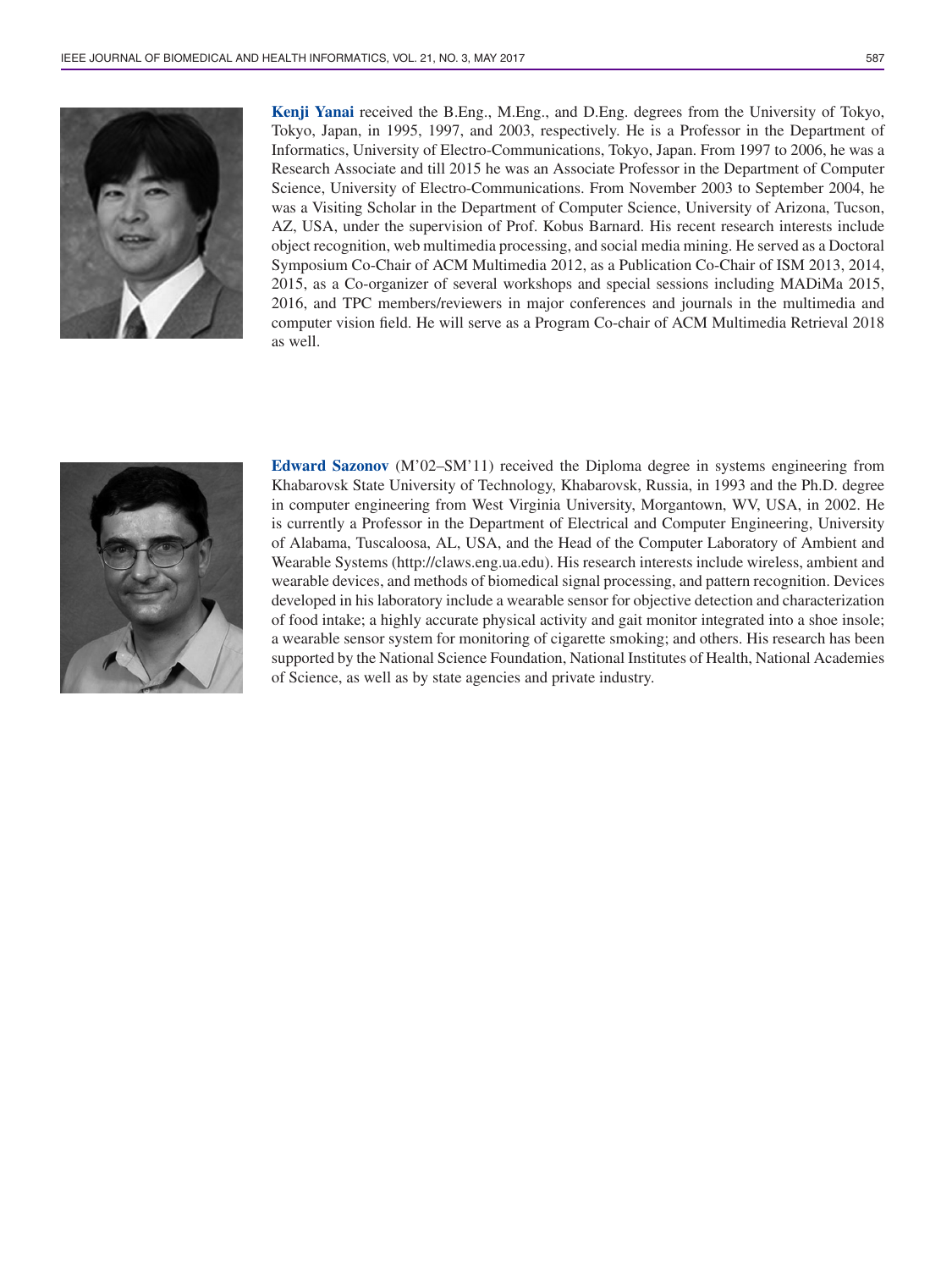**Kenji Yanai** received the B.Eng., M.Eng., and D.Eng. degrees from the University of Tokyo, Tokyo, Japan, in 1995, 1997, and 2003, respectively. He is a Professor in the Department of Informatics, University of Electro-Communications, Tokyo, Japan. From 1997 to 2006, he was a Research Associate and till 2015 he was an Associate Professor in the Department of Computer Science, University of Electro-Communications. From November 2003 to September 2004, he was a Visiting Scholar in the Department of Computer Science, University of Arizona, Tucson, AZ, USA, under the supervision of Prof. Kobus Barnard. His recent research interests include object recognition, web multimedia processing, and social media mining. He served as a Doctoral Symposium Co-Chair of ACM Multimedia 2012, as a Publication Co-Chair of ISM 2013, 2014, 2015, as a Co-organizer of several workshops and special sessions including MADiMa 2015, 2016, and TPC members/reviewers in major conferences and journals in the multimedia and computer vision field. He will serve as a Program Co-chair of ACM Multimedia Retrieval 2018 as well.

**Edward Sazonov** (M'02–SM'11) received the Diploma degree in systems engineering from Khabarovsk State University of Technology, Khabarovsk, Russia, in 1993 and the Ph.D. degree in computer engineering from West Virginia University, Morgantown, WV, USA, in 2002. He is currently a Professor in the Department of Electrical and Computer Engineering, University of Alabama, Tuscaloosa, AL, USA, and the Head of the Computer Laboratory of Ambient and Wearable Systems (http://claws.eng.ua.edu). His research interests include wireless, ambient and wearable devices, and methods of biomedical signal processing, and pattern recognition. Devices developed in his laboratory include a wearable sensor for objective detection and characterization of food intake; a highly accurate physical activity and gait monitor integrated into a shoe insole; a wearable sensor system for monitoring of cigarette smoking; and others. His research has been supported by the National Science Foundation, National Institutes of Health, National Academies of Science, as well as by state agencies and private industry.